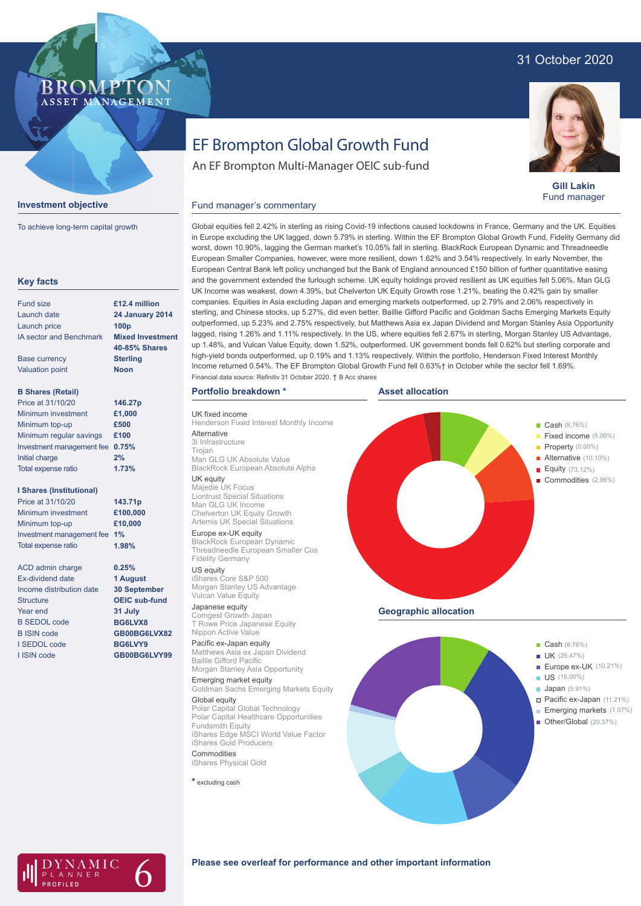31 October 2020

BROMPTON ASSET MANAGEMENT

# EF Brompton Global Growth Fund

An EF Brompton Multi-Manager OEIC sub-fund

**Gill Lakin**
Fund manager

## Investment objective

To achieve long-term capital growth

## Key facts

| | |
|---|---|
| Fund size | **£12.4 million** |
| Launch date | **24 January 2014** |
| Launch price | **100p** |
| IA sector and Benchmark | **Mixed Investment 40-85% Shares** |
| Base currency | **Sterling** |
| Valuation point | **Noon** |

**B Shares (Retail)**

| | |
|---|---|
| Price at 31/10/20 | **146.27p** |
| Minimum investment | **£1,000** |
| Minimum top-up | **£500** |
| Minimum regular savings | **£100** |
| Investment management fee | **0.75%** |
| Initial charge | **2%** |
| Total expense ratio | **1.73%** |

**I Shares (Institutional)**

| | |
|---|---|
| Price at 31/10/20 | **143.71p** |
| Minimum investment | **£100,000** |
| Minimum top-up | **£10,000** |
| Investment management fee | **1%** |
| Total expense ratio | **1.98%** |

| | |
|---|---|
| ACD admin charge | **0.25%** |
| Ex-dividend date | **1 August** |
| Income distribution date | **30 September** |
| Structure | **OEIC sub-fund** |
| Year end | **31 July** |
| B SEDOL code | **BG6LVX8** |
| B ISIN code | **GB00BG6LVX82** |
| I SEDOL code | **BG6LVY9** |
| I ISIN code | **GB00BG6LVY99** |

## Fund manager's commentary

Global equities fell 2.42% in sterling as rising Covid-19 infections caused lockdowns in France, Germany and the UK. Equities in Europe excluding the UK lagged, down 5.79% in sterling. Within the EF Brompton Global Growth Fund, Fidelity Germany did worst, down 10.90%, lagging the German market's 10.05% fall in sterling. BlackRock European Dynamic and Threadneedle European Smaller Companies, however, were more resilient, down 1.62% and 3.54% respectively. In early November, the European Central Bank left policy unchanged but the Bank of England announced £150 billion of further quantitative easing and the government extended the furlough scheme. UK equity holdings proved resilient as UK equities fell 5.06%. Man GLG UK Income was weakest, down 4.39%, but Chelverton UK Equity Growth rose 1.21%, beating the 0.42% gain by smaller companies. Equities in Asia excluding Japan and emerging markets outperformed, up 2.79% and 2.06% respectively in sterling, and Chinese stocks, up 5.27%, did even better. Baillie Gifford Pacific and Goldman Sachs Emerging Markets Equity outperformed, up 5.23% and 2.75% respectively, but Matthews Asia ex Japan Dividend and Morgan Stanley Asia Opportunity lagged, rising 1.26% and 1.11% respectively. In the US, where equities fell 2.67% in sterling, Morgan Stanley US Advantage, up 1.48%, and Vulcan Value Equity, down 1.52%, outperformed. UK government bonds fell 0.62% but sterling corporate and high-yield bonds outperformed, up 0.19% and 1.13% respectively. Within the portfolio, Henderson Fixed Interest Monthly Income returned 0.54%. The EF Brompton Global Growth Fund fell 0.63%† in October while the sector fell 1.69%.

Financial data source: Refinitiv 31 October 2020. † B Acc shares

## Portfolio breakdown *

**UK fixed income**
Henderson Fixed Interest Monthly Income

**Alternative**
3i Infrastructure
Trojan
Man GLG UK Absolute Value
BlackRock European Absolute Alpha

**UK equity**
Majedie UK Focus
Liontrust Special Situations
Man GLG UK Income
Chelverton UK Equity Growth
Artemis UK Special Situations

**Europe ex-UK equity**
BlackRock European Dynamic
Threadneedle European Smaller Cos
Fidelity Germany

**US equity**
iShares Core S&P 500
Morgan Stanley US Advantage
Vulcan Value Equity

**Japanese equity**
Comgest Growth Japan
T Rowe Price Japanese Equity
Nippon Active Value

**Pacific ex-Japan equity**
Matthews Asia ex Japan Dividend
Baillie Gifford Pacific
Morgan Stanley Asia Opportunity

**Emerging market equity**
Goldman Sachs Emerging Markets Equity

**Global equity**
Polar Capital Global Technology
Polar Capital Healthcare Opportunities
Fundsmith Equity
iShares Edge MSCI World Value Factor
iShares Gold Producers

**Commodities**
iShares Physical Gold

* excluding cash

## Asset allocation

- Cash (8.76%)
- Fixed income (5.06%)
- Property (0.00%)
- Alternative (10.10%)
- Equity (73.12%)
- Commodities (2.96%)

## Geographic allocation

- Cash (8.76%)
- UK (26.47%)
- Europe ex-UK (10.21%)
- US (16.00%)
- Japan (5.91%)
- Pacific ex-Japan (11.21%)
- Emerging markets (1.07%)
- Other/Global (20.37%)

DYNAMIC PLANNER PROFILED 6

**Please see overleaf for performance and other important information**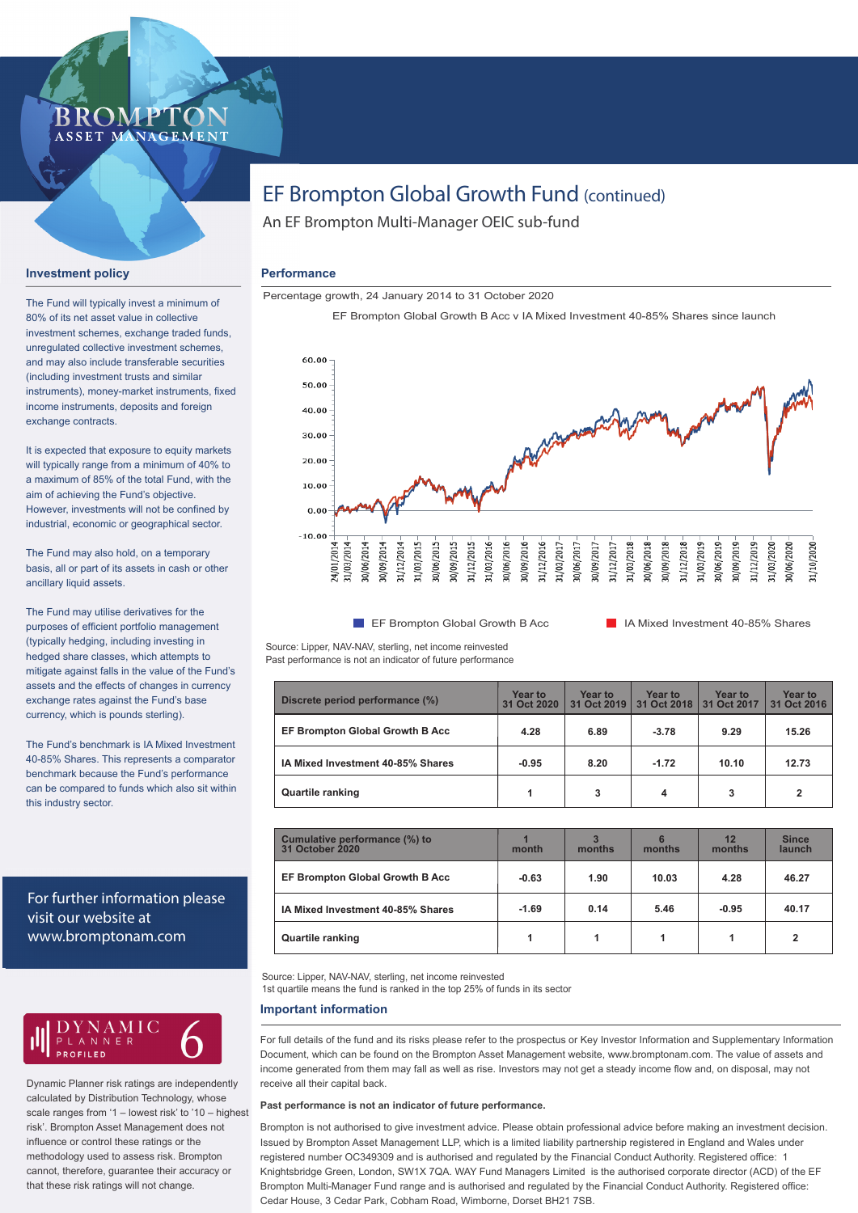BROMPTON
ASSET MANAGEMENT

# EF Brompton Global Growth Fund (continued)

An EF Brompton Multi-Manager OEIC sub-fund

## Investment policy

The Fund will typically invest a minimum of 80% of its net asset value in collective investment schemes, exchange traded funds, unregulated collective investment schemes, and may also include transferable securities (including investment trusts and similar instruments), money-market instruments, fixed income instruments, deposits and foreign exchange contracts.

It is expected that exposure to equity markets will typically range from a minimum of 40% to a maximum of 85% of the total Fund, with the aim of achieving the Fund's objective. However, investments will not be confined by industrial, economic or geographical sector.

The Fund may also hold, on a temporary basis, all or part of its assets in cash or other ancillary liquid assets.

The Fund may utilise derivatives for the purposes of efficient portfolio management (typically hedging, including investing in hedged share classes, which attempts to mitigate against falls in the value of the Fund's assets and the effects of changes in currency exchange rates against the Fund's base currency, which is pounds sterling).

The Fund's benchmark is IA Mixed Investment 40-85% Shares. This represents a comparator benchmark because the Fund's performance can be compared to funds which also sit within this industry sector.

For further information please visit our website at www.bromptonam.com

DYNAMIC PLANNER PROFILED 6

Dynamic Planner risk ratings are independently calculated by Distribution Technology, whose scale ranges from '1 – lowest risk' to '10 – highest risk'. Brompton Asset Management does not influence or control these ratings or the methodology used to assess risk. Brompton cannot, therefore, guarantee their accuracy or that these risk ratings will not change.

## Performance

Percentage growth, 24 January 2014 to 31 October 2020

EF Brompton Global Growth B Acc v IA Mixed Investment 40-85% Shares since launch

60.00
50.00
40.00
30.00
20.00
10.00
0.00
-10.00

24/01/2014 31/03/2014 30/06/2014 30/09/2014 31/12/2014 31/03/2015 30/06/2015 30/09/2015 31/12/2015 31/03/2016 30/06/2016 30/09/2016 31/12/2016 31/03/2017 30/06/2017 30/09/2017 31/12/2017 31/03/2018 30/06/2018 30/09/2018 31/12/2018 31/03/2019 30/06/2019 30/09/2019 31/12/2019 31/03/2020 30/06/2020 31/10/2020

EF Brompton Global Growth B Acc
IA Mixed Investment 40-85% Shares

Source: Lipper, NAV-NAV, sterling, net income reinvested
Past performance is not an indicator of future performance

| Discrete period performance (%) | Year to 31 Oct 2020 | Year to 31 Oct 2019 | Year to 31 Oct 2018 | Year to 31 Oct 2017 | Year to 31 Oct 2016 |
|---|---|---|---|---|---|
| EF Brompton Global Growth B Acc | 4.28 | 6.89 | -3.78 | 9.29 | 15.26 |
| IA Mixed Investment 40-85% Shares | -0.95 | 8.20 | -1.72 | 10.10 | 12.73 |
| Quartile ranking | 1 | 3 | 4 | 3 | 2 |

| Cumulative performance (%) to 31 October 2020 | 1 month | 3 months | 6 months | 12 months | Since launch |
|---|---|---|---|---|---|
| EF Brompton Global Growth B Acc | -0.63 | 1.90 | 10.03 | 4.28 | 46.27 |
| IA Mixed Investment 40-85% Shares | -1.69 | 0.14 | 5.46 | -0.95 | 40.17 |
| Quartile ranking | 1 | 1 | 1 | 1 | 2 |

Source: Lipper, NAV-NAV, sterling, net income reinvested
1st quartile means the fund is ranked in the top 25% of funds in its sector

## Important information

For full details of the fund and its risks please refer to the prospectus or Key Investor Information and Supplementary Information Document, which can be found on the Brompton Asset Management website, www.bromptonam.com. The value of assets and income generated from them may fall as well as rise. Investors may not get a steady income flow and, on disposal, may not receive all their capital back.

**Past performance is not an indicator of future performance.**

Brompton is not authorised to give investment advice. Please obtain professional advice before making an investment decision. Issued by Brompton Asset Management LLP, which is a limited liability partnership registered in England and Wales under registered number OC349309 and is authorised and regulated by the Financial Conduct Authority. Registered office: 1 Knightsbridge Green, London, SW1X 7QA. WAY Fund Managers Limited is the authorised corporate director (ACD) of the EF Brompton Multi-Manager Fund range and is authorised and regulated by the Financial Conduct Authority. Registered office: Cedar House, 3 Cedar Park, Cobham Road, Wimborne, Dorset BH21 7SB.